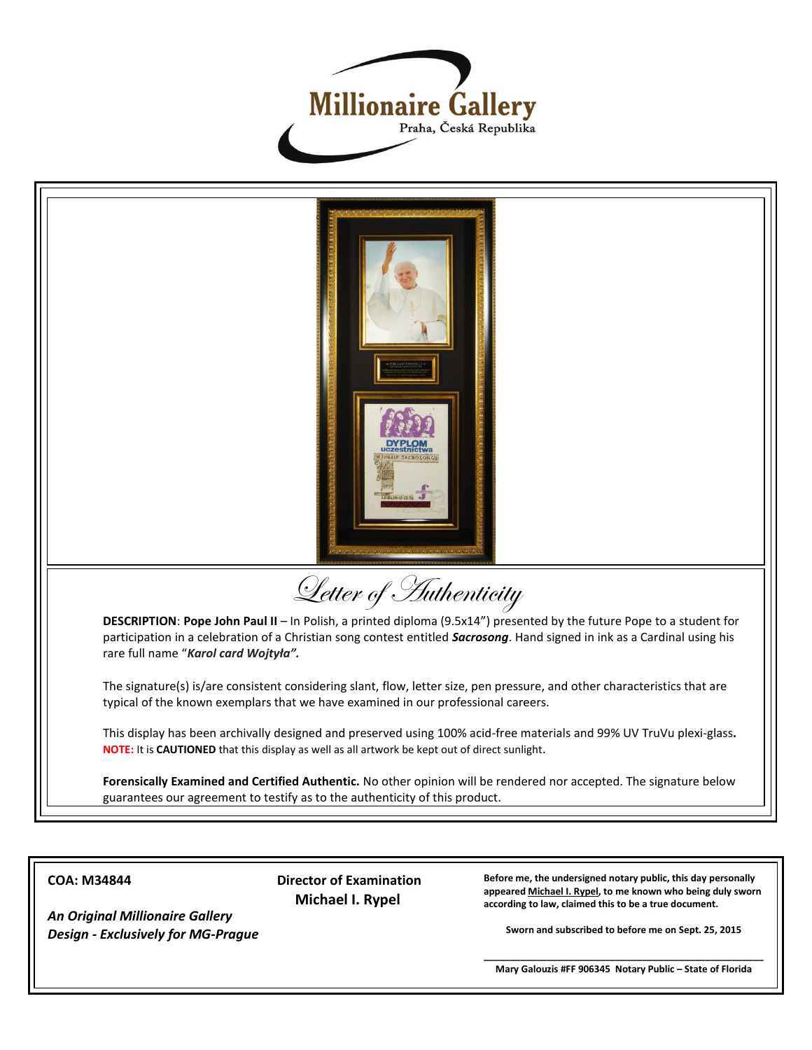Millionaire Gallery

Praha, Česká Republika

# Letter of Authenticity

**DESCRIPTION**: **Pope John Paul II** – In Polish, a printed diploma (9.5x14") presented by the future Pope to a student for participation in a celebration of a Christian song contest entitled ***Sacrosong***. Hand signed in ink as a Cardinal using his rare full name "***Karol card Wojtyła".***

The signature(s) is/are consistent considering slant, flow, letter size, pen pressure, and other characteristics that are typical of the known exemplars that we have examined in our professional careers.

This display has been archivally designed and preserved using 100% acid-free materials and 99% UV TruVu plexi-glass**.**
**NOTE:** It is **CAUTIONED** that this display as well as all artwork be kept out of direct sunlight.

**Forensically Examined and Certified Authentic.** No other opinion will be rendered nor accepted. The signature below guarantees our agreement to testify as to the authenticity of this product.

**COA: M34844**

***An Original Millionaire Gallery Design - Exclusively for MG-Prague***

**Director of Examination**
**Michael I. Rypel**

**Before me, the undersigned notary public, this day personally appeared Michael I. Rypel, to me known who being duly sworn according to law, claimed this to be a true document.**

**Sworn and subscribed to before me on Sept. 25, 2015**

**Mary Galouzis #FF 906345 Notary Public – State of Florida**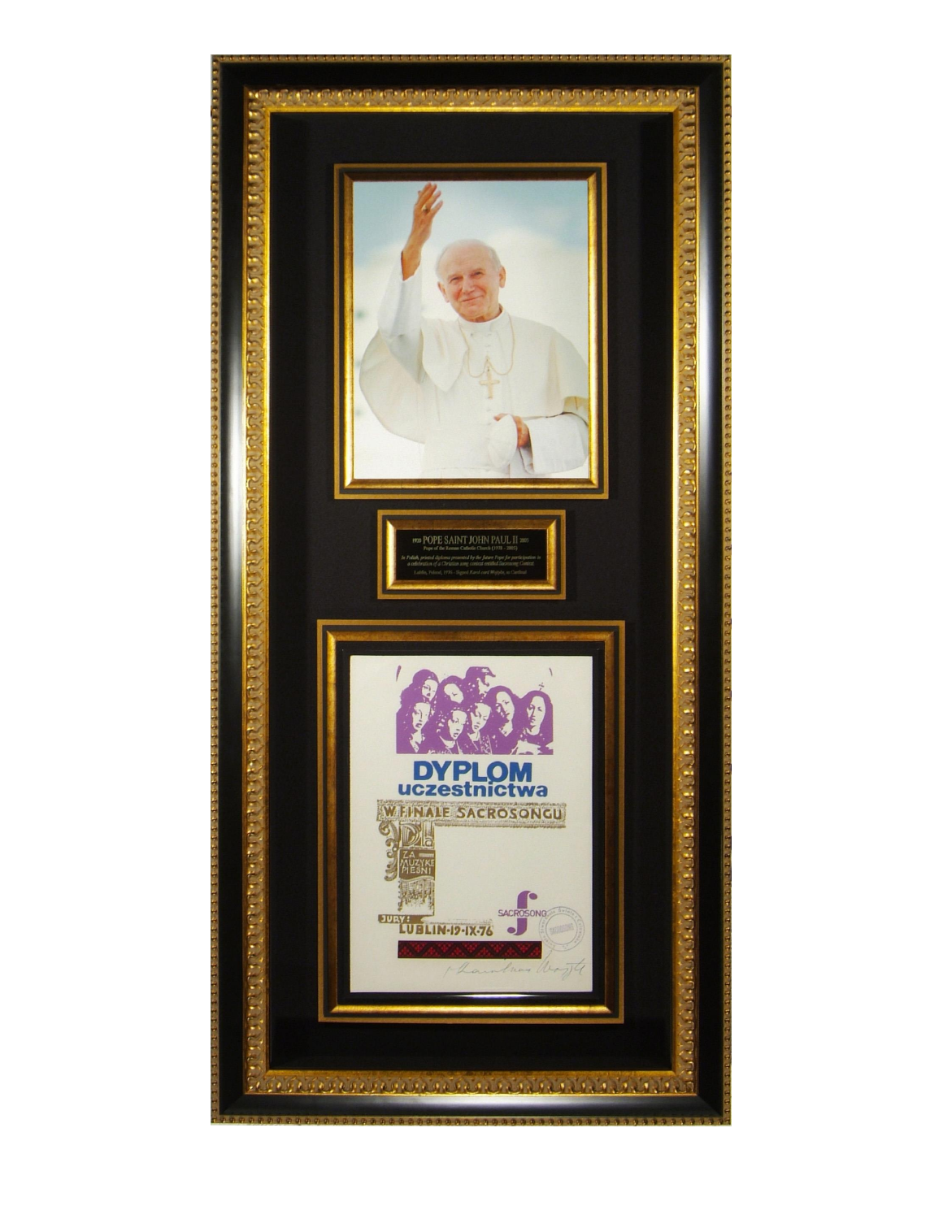1920 POPE SAINT JOHN PAUL II 2005

Pope of the Roman Catholic Church (1978 - 2005)

*In Polish, printed diploma presented by the future Pope for participation in a celebration of a Christian song contest entitled Sacrosong Contest.*

Lublin, Poland, 1976 - Signed Karol card Wojtyla, as Cardinal

DYPLOM

uczestnictwa

W FINALE SACROSONGU

ZA MUZYKĘ PIEŚNI

JURY:

LUBLIN-19-IX-76

SACROSONG